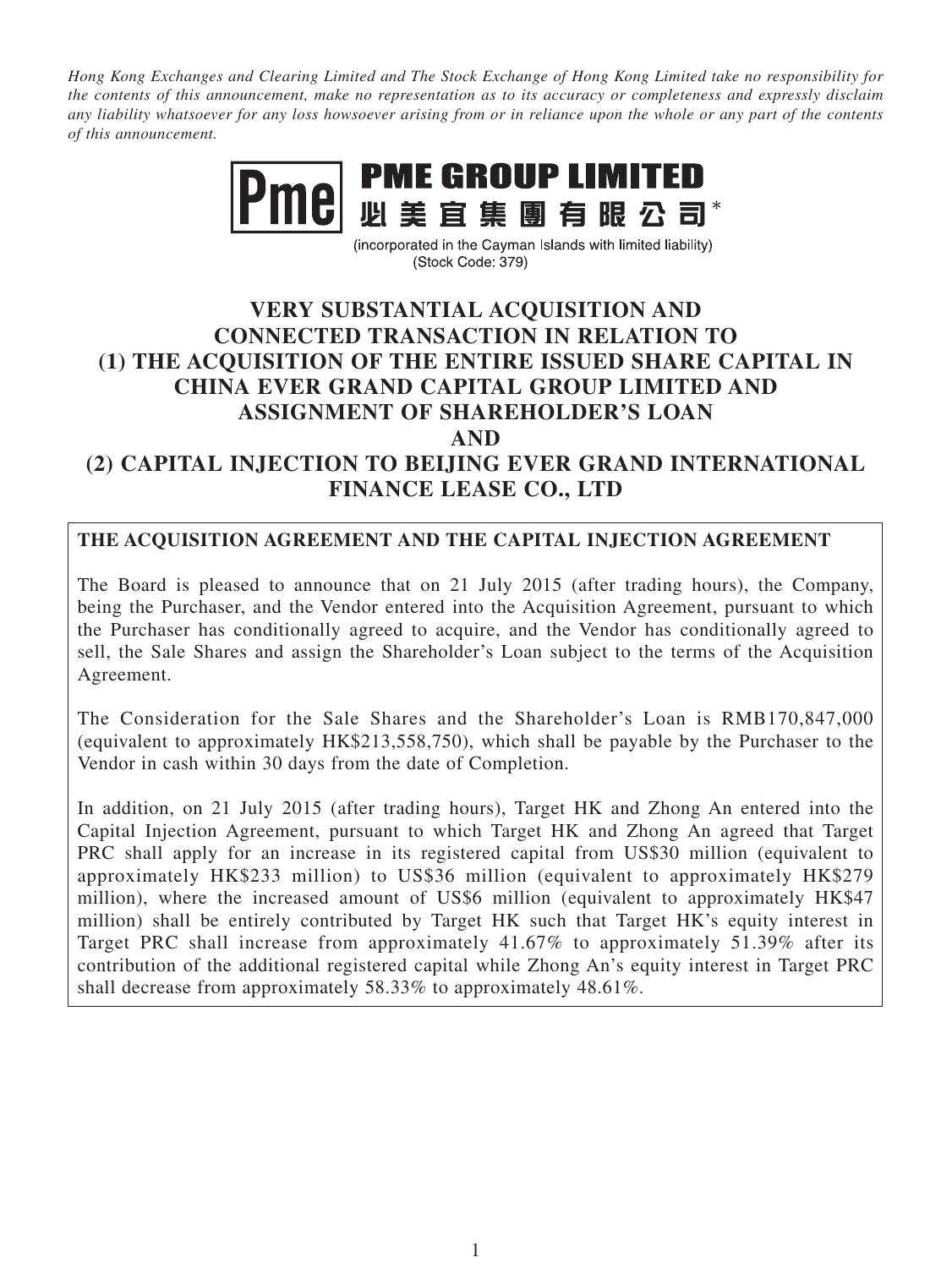*Hong Kong Exchanges and Clearing Limited and The Stock Exchange of Hong Kong Limited take no responsibility for the contents of this announcement, make no representation as to its accuracy or completeness and expressly disclaim any liability whatsoever for any loss howsoever arising from or in reliance upon the whole or any part of the contents of this announcement.*

**PME GROUP LIMITED**

**必美宜集團有限公司***

(incorporated in the Cayman Islands with limited liability)
(Stock Code: 379)

# VERY SUBSTANTIAL ACQUISITION AND CONNECTED TRANSACTION IN RELATION TO (1) THE ACQUISITION OF THE ENTIRE ISSUED SHARE CAPITAL IN CHINA EVER GRAND CAPITAL GROUP LIMITED AND ASSIGNMENT OF SHAREHOLDER'S LOAN AND (2) CAPITAL INJECTION TO BEIJING EVER GRAND INTERNATIONAL FINANCE LEASE CO., LTD

**THE ACQUISITION AGREEMENT AND THE CAPITAL INJECTION AGREEMENT**

The Board is pleased to announce that on 21 July 2015 (after trading hours), the Company, being the Purchaser, and the Vendor entered into the Acquisition Agreement, pursuant to which the Purchaser has conditionally agreed to acquire, and the Vendor has conditionally agreed to sell, the Sale Shares and assign the Shareholder's Loan subject to the terms of the Acquisition Agreement.

The Consideration for the Sale Shares and the Shareholder's Loan is RMB170,847,000 (equivalent to approximately HK$213,558,750), which shall be payable by the Purchaser to the Vendor in cash within 30 days from the date of Completion.

In addition, on 21 July 2015 (after trading hours), Target HK and Zhong An entered into the Capital Injection Agreement, pursuant to which Target HK and Zhong An agreed that Target PRC shall apply for an increase in its registered capital from US$30 million (equivalent to approximately HK$233 million) to US$36 million (equivalent to approximately HK$279 million), where the increased amount of US$6 million (equivalent to approximately HK$47 million) shall be entirely contributed by Target HK such that Target HK's equity interest in Target PRC shall increase from approximately 41.67% to approximately 51.39% after its contribution of the additional registered capital while Zhong An's equity interest in Target PRC shall decrease from approximately 58.33% to approximately 48.61%.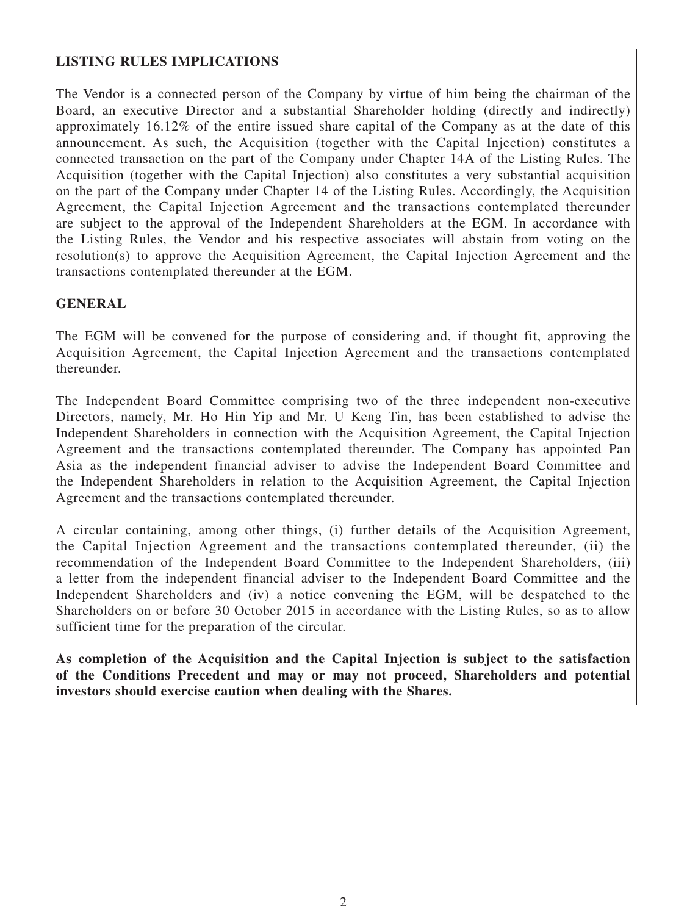## LISTING RULES IMPLICATIONS

The Vendor is a connected person of the Company by virtue of him being the chairman of the Board, an executive Director and a substantial Shareholder holding (directly and indirectly) approximately 16.12% of the entire issued share capital of the Company as at the date of this announcement. As such, the Acquisition (together with the Capital Injection) constitutes a connected transaction on the part of the Company under Chapter 14A of the Listing Rules. The Acquisition (together with the Capital Injection) also constitutes a very substantial acquisition on the part of the Company under Chapter 14 of the Listing Rules. Accordingly, the Acquisition Agreement, the Capital Injection Agreement and the transactions contemplated thereunder are subject to the approval of the Independent Shareholders at the EGM. In accordance with the Listing Rules, the Vendor and his respective associates will abstain from voting on the resolution(s) to approve the Acquisition Agreement, the Capital Injection Agreement and the transactions contemplated thereunder at the EGM.

## GENERAL

The EGM will be convened for the purpose of considering and, if thought fit, approving the Acquisition Agreement, the Capital Injection Agreement and the transactions contemplated thereunder.

The Independent Board Committee comprising two of the three independent non-executive Directors, namely, Mr. Ho Hin Yip and Mr. U Keng Tin, has been established to advise the Independent Shareholders in connection with the Acquisition Agreement, the Capital Injection Agreement and the transactions contemplated thereunder. The Company has appointed Pan Asia as the independent financial adviser to advise the Independent Board Committee and the Independent Shareholders in relation to the Acquisition Agreement, the Capital Injection Agreement and the transactions contemplated thereunder.

A circular containing, among other things, (i) further details of the Acquisition Agreement, the Capital Injection Agreement and the transactions contemplated thereunder, (ii) the recommendation of the Independent Board Committee to the Independent Shareholders, (iii) a letter from the independent financial adviser to the Independent Board Committee and the Independent Shareholders and (iv) a notice convening the EGM, will be despatched to the Shareholders on or before 30 October 2015 in accordance with the Listing Rules, so as to allow sufficient time for the preparation of the circular.

**As completion of the Acquisition and the Capital Injection is subject to the satisfaction of the Conditions Precedent and may or may not proceed, Shareholders and potential investors should exercise caution when dealing with the Shares.**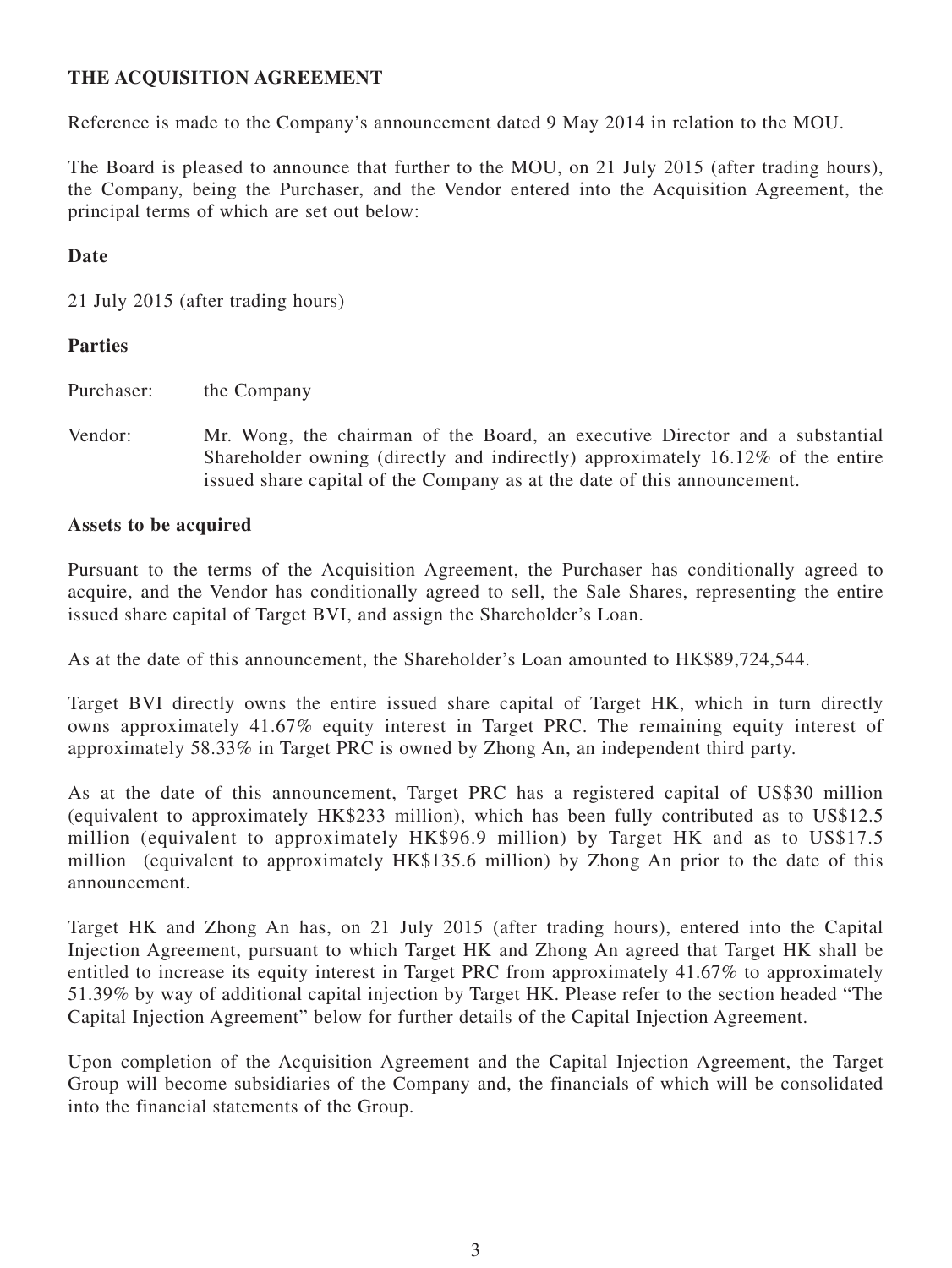## THE ACQUISITION AGREEMENT

Reference is made to the Company's announcement dated 9 May 2014 in relation to the MOU.

The Board is pleased to announce that further to the MOU, on 21 July 2015 (after trading hours), the Company, being the Purchaser, and the Vendor entered into the Acquisition Agreement, the principal terms of which are set out below:

### Date

21 July 2015 (after trading hours)

### Parties

Purchaser: the Company

Vendor: Mr. Wong, the chairman of the Board, an executive Director and a substantial Shareholder owning (directly and indirectly) approximately 16.12% of the entire issued share capital of the Company as at the date of this announcement.

### Assets to be acquired

Pursuant to the terms of the Acquisition Agreement, the Purchaser has conditionally agreed to acquire, and the Vendor has conditionally agreed to sell, the Sale Shares, representing the entire issued share capital of Target BVI, and assign the Shareholder's Loan.

As at the date of this announcement, the Shareholder's Loan amounted to HK$89,724,544.

Target BVI directly owns the entire issued share capital of Target HK, which in turn directly owns approximately 41.67% equity interest in Target PRC. The remaining equity interest of approximately 58.33% in Target PRC is owned by Zhong An, an independent third party.

As at the date of this announcement, Target PRC has a registered capital of US$30 million (equivalent to approximately HK$233 million), which has been fully contributed as to US$12.5 million (equivalent to approximately HK$96.9 million) by Target HK and as to US$17.5 million (equivalent to approximately HK$135.6 million) by Zhong An prior to the date of this announcement.

Target HK and Zhong An has, on 21 July 2015 (after trading hours), entered into the Capital Injection Agreement, pursuant to which Target HK and Zhong An agreed that Target HK shall be entitled to increase its equity interest in Target PRC from approximately 41.67% to approximately 51.39% by way of additional capital injection by Target HK. Please refer to the section headed "The Capital Injection Agreement" below for further details of the Capital Injection Agreement.

Upon completion of the Acquisition Agreement and the Capital Injection Agreement, the Target Group will become subsidiaries of the Company and, the financials of which will be consolidated into the financial statements of the Group.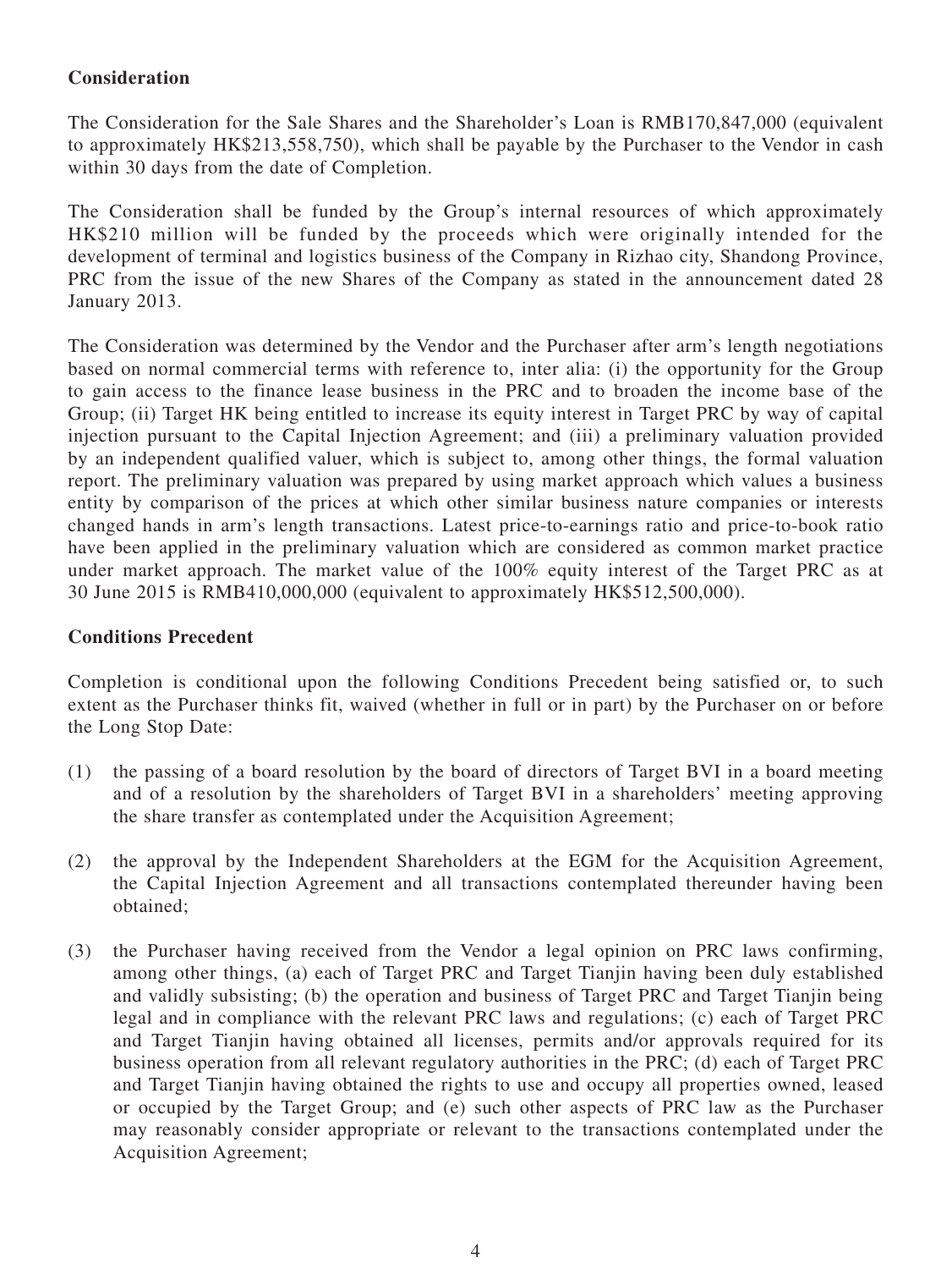**Consideration**

The Consideration for the Sale Shares and the Shareholder's Loan is RMB170,847,000 (equivalent to approximately HK$213,558,750), which shall be payable by the Purchaser to the Vendor in cash within 30 days from the date of Completion.

The Consideration shall be funded by the Group's internal resources of which approximately HK$210 million will be funded by the proceeds which were originally intended for the development of terminal and logistics business of the Company in Rizhao city, Shandong Province, PRC from the issue of the new Shares of the Company as stated in the announcement dated 28 January 2013.

The Consideration was determined by the Vendor and the Purchaser after arm's length negotiations based on normal commercial terms with reference to, inter alia: (i) the opportunity for the Group to gain access to the finance lease business in the PRC and to broaden the income base of the Group; (ii) Target HK being entitled to increase its equity interest in Target PRC by way of capital injection pursuant to the Capital Injection Agreement; and (iii) a preliminary valuation provided by an independent qualified valuer, which is subject to, among other things, the formal valuation report. The preliminary valuation was prepared by using market approach which values a business entity by comparison of the prices at which other similar business nature companies or interests changed hands in arm's length transactions. Latest price-to-earnings ratio and price-to-book ratio have been applied in the preliminary valuation which are considered as common market practice under market approach. The market value of the 100% equity interest of the Target PRC as at 30 June 2015 is RMB410,000,000 (equivalent to approximately HK$512,500,000).

**Conditions Precedent**

Completion is conditional upon the following Conditions Precedent being satisfied or, to such extent as the Purchaser thinks fit, waived (whether in full or in part) by the Purchaser on or before the Long Stop Date:

(1) the passing of a board resolution by the board of directors of Target BVI in a board meeting and of a resolution by the shareholders of Target BVI in a shareholders' meeting approving the share transfer as contemplated under the Acquisition Agreement;

(2) the approval by the Independent Shareholders at the EGM for the Acquisition Agreement, the Capital Injection Agreement and all transactions contemplated thereunder having been obtained;

(3) the Purchaser having received from the Vendor a legal opinion on PRC laws confirming, among other things, (a) each of Target PRC and Target Tianjin having been duly established and validly subsisting; (b) the operation and business of Target PRC and Target Tianjin being legal and in compliance with the relevant PRC laws and regulations; (c) each of Target PRC and Target Tianjin having obtained all licenses, permits and/or approvals required for its business operation from all relevant regulatory authorities in the PRC; (d) each of Target PRC and Target Tianjin having obtained the rights to use and occupy all properties owned, leased or occupied by the Target Group; and (e) such other aspects of PRC law as the Purchaser may reasonably consider appropriate or relevant to the transactions contemplated under the Acquisition Agreement;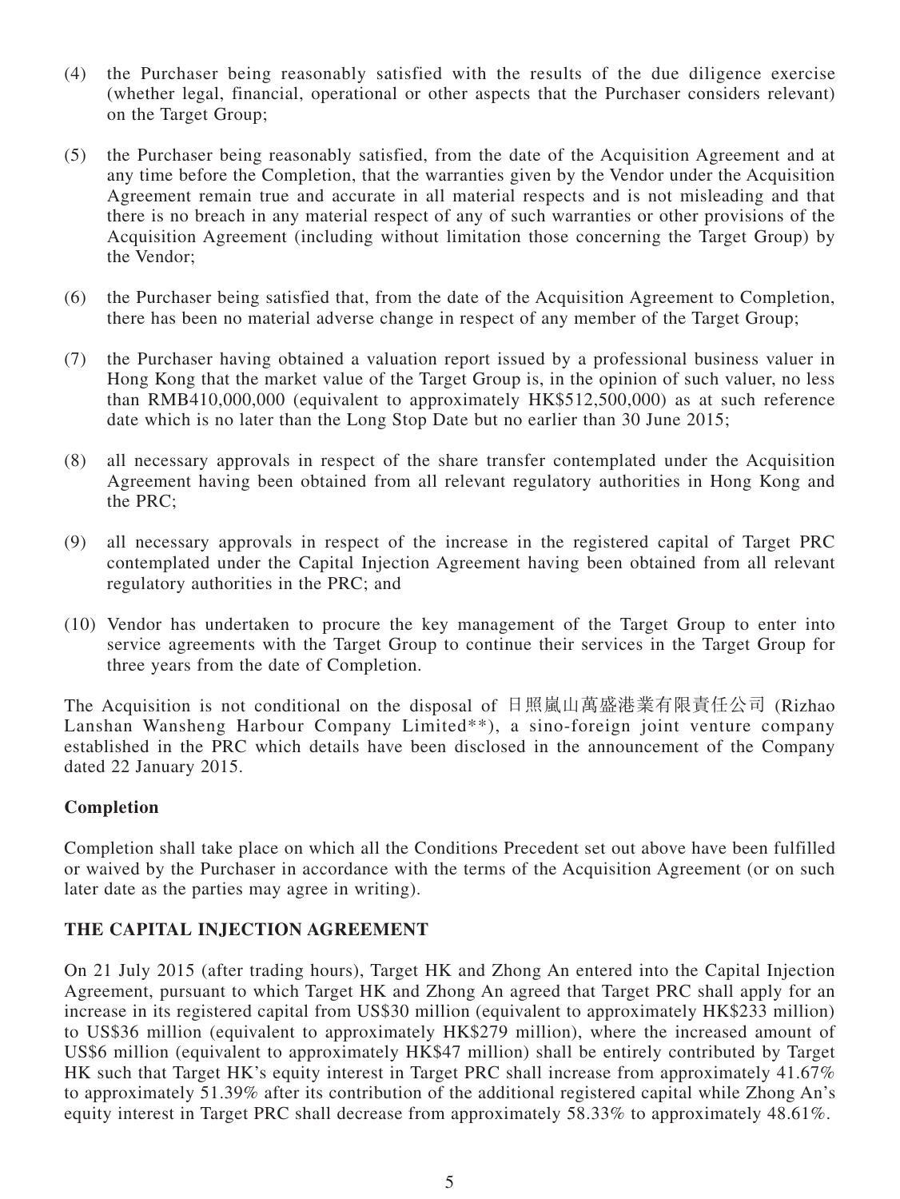(4) the Purchaser being reasonably satisfied with the results of the due diligence exercise (whether legal, financial, operational or other aspects that the Purchaser considers relevant) on the Target Group;

(5) the Purchaser being reasonably satisfied, from the date of the Acquisition Agreement and at any time before the Completion, that the warranties given by the Vendor under the Acquisition Agreement remain true and accurate in all material respects and is not misleading and that there is no breach in any material respect of any of such warranties or other provisions of the Acquisition Agreement (including without limitation those concerning the Target Group) by the Vendor;

(6) the Purchaser being satisfied that, from the date of the Acquisition Agreement to Completion, there has been no material adverse change in respect of any member of the Target Group;

(7) the Purchaser having obtained a valuation report issued by a professional business valuer in Hong Kong that the market value of the Target Group is, in the opinion of such valuer, no less than RMB410,000,000 (equivalent to approximately HK$512,500,000) as at such reference date which is no later than the Long Stop Date but no earlier than 30 June 2015;

(8) all necessary approvals in respect of the share transfer contemplated under the Acquisition Agreement having been obtained from all relevant regulatory authorities in Hong Kong and the PRC;

(9) all necessary approvals in respect of the increase in the registered capital of Target PRC contemplated under the Capital Injection Agreement having been obtained from all relevant regulatory authorities in the PRC; and

(10) Vendor has undertaken to procure the key management of the Target Group to enter into service agreements with the Target Group to continue their services in the Target Group for three years from the date of Completion.

The Acquisition is not conditional on the disposal of 日照嵐山萬盛港業有限責任公司 (Rizhao Lanshan Wansheng Harbour Company Limited**), a sino-foreign joint venture company established in the PRC which details have been disclosed in the announcement of the Company dated 22 January 2015.

**Completion**

Completion shall take place on which all the Conditions Precedent set out above have been fulfilled or waived by the Purchaser in accordance with the terms of the Acquisition Agreement (or on such later date as the parties may agree in writing).

**THE CAPITAL INJECTION AGREEMENT**

On 21 July 2015 (after trading hours), Target HK and Zhong An entered into the Capital Injection Agreement, pursuant to which Target HK and Zhong An agreed that Target PRC shall apply for an increase in its registered capital from US$30 million (equivalent to approximately HK$233 million) to US$36 million (equivalent to approximately HK$279 million), where the increased amount of US$6 million (equivalent to approximately HK$47 million) shall be entirely contributed by Target HK such that Target HK's equity interest in Target PRC shall increase from approximately 41.67% to approximately 51.39% after its contribution of the additional registered capital while Zhong An's equity interest in Target PRC shall decrease from approximately 58.33% to approximately 48.61%.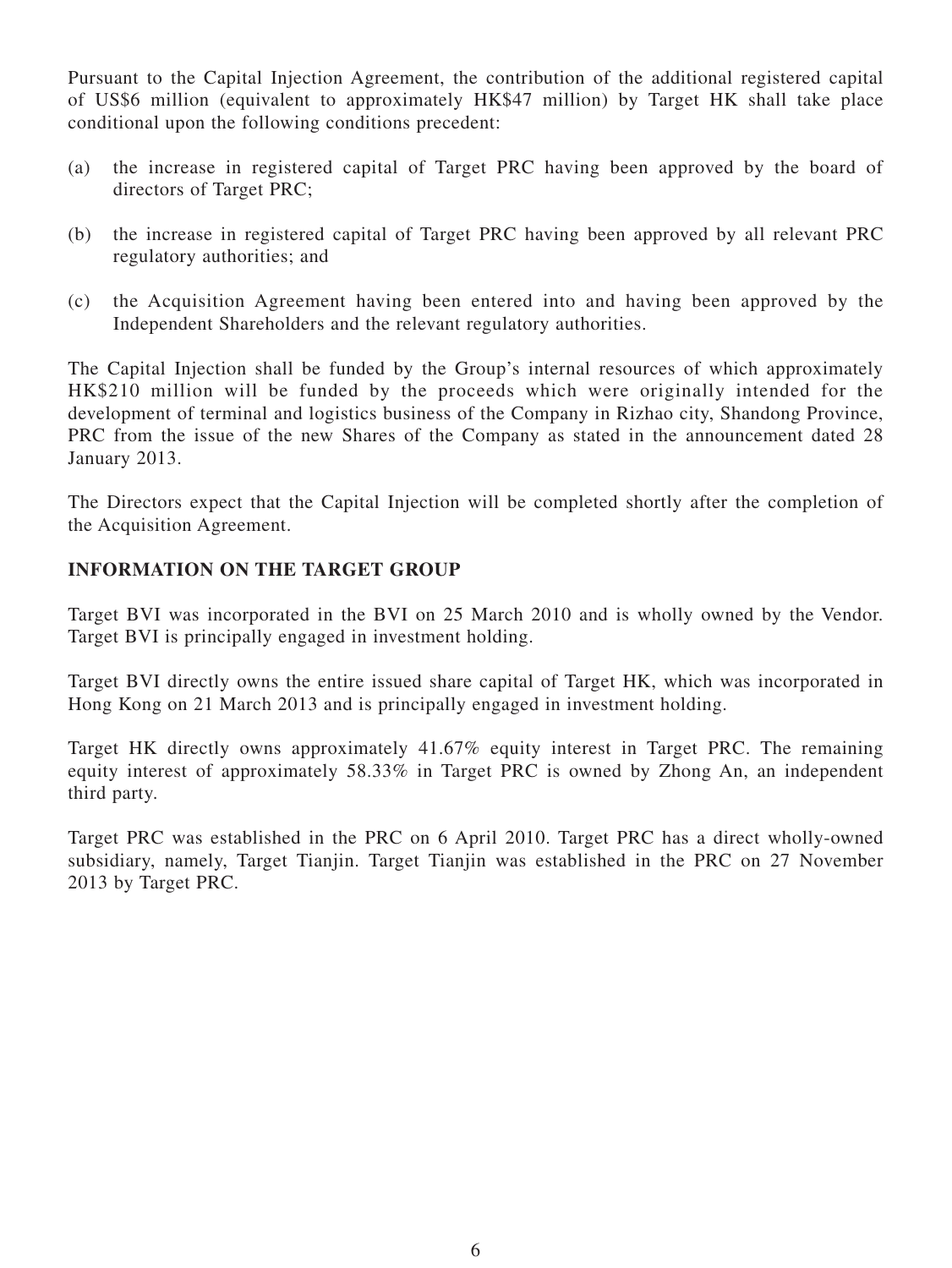Pursuant to the Capital Injection Agreement, the contribution of the additional registered capital of US$6 million (equivalent to approximately HK$47 million) by Target HK shall take place conditional upon the following conditions precedent:

(a) the increase in registered capital of Target PRC having been approved by the board of directors of Target PRC;

(b) the increase in registered capital of Target PRC having been approved by all relevant PRC regulatory authorities; and

(c) the Acquisition Agreement having been entered into and having been approved by the Independent Shareholders and the relevant regulatory authorities.

The Capital Injection shall be funded by the Group's internal resources of which approximately HK$210 million will be funded by the proceeds which were originally intended for the development of terminal and logistics business of the Company in Rizhao city, Shandong Province, PRC from the issue of the new Shares of the Company as stated in the announcement dated 28 January 2013.

The Directors expect that the Capital Injection will be completed shortly after the completion of the Acquisition Agreement.

## INFORMATION ON THE TARGET GROUP

Target BVI was incorporated in the BVI on 25 March 2010 and is wholly owned by the Vendor. Target BVI is principally engaged in investment holding.

Target BVI directly owns the entire issued share capital of Target HK, which was incorporated in Hong Kong on 21 March 2013 and is principally engaged in investment holding.

Target HK directly owns approximately 41.67% equity interest in Target PRC. The remaining equity interest of approximately 58.33% in Target PRC is owned by Zhong An, an independent third party.

Target PRC was established in the PRC on 6 April 2010. Target PRC has a direct wholly-owned subsidiary, namely, Target Tianjin. Target Tianjin was established in the PRC on 27 November 2013 by Target PRC.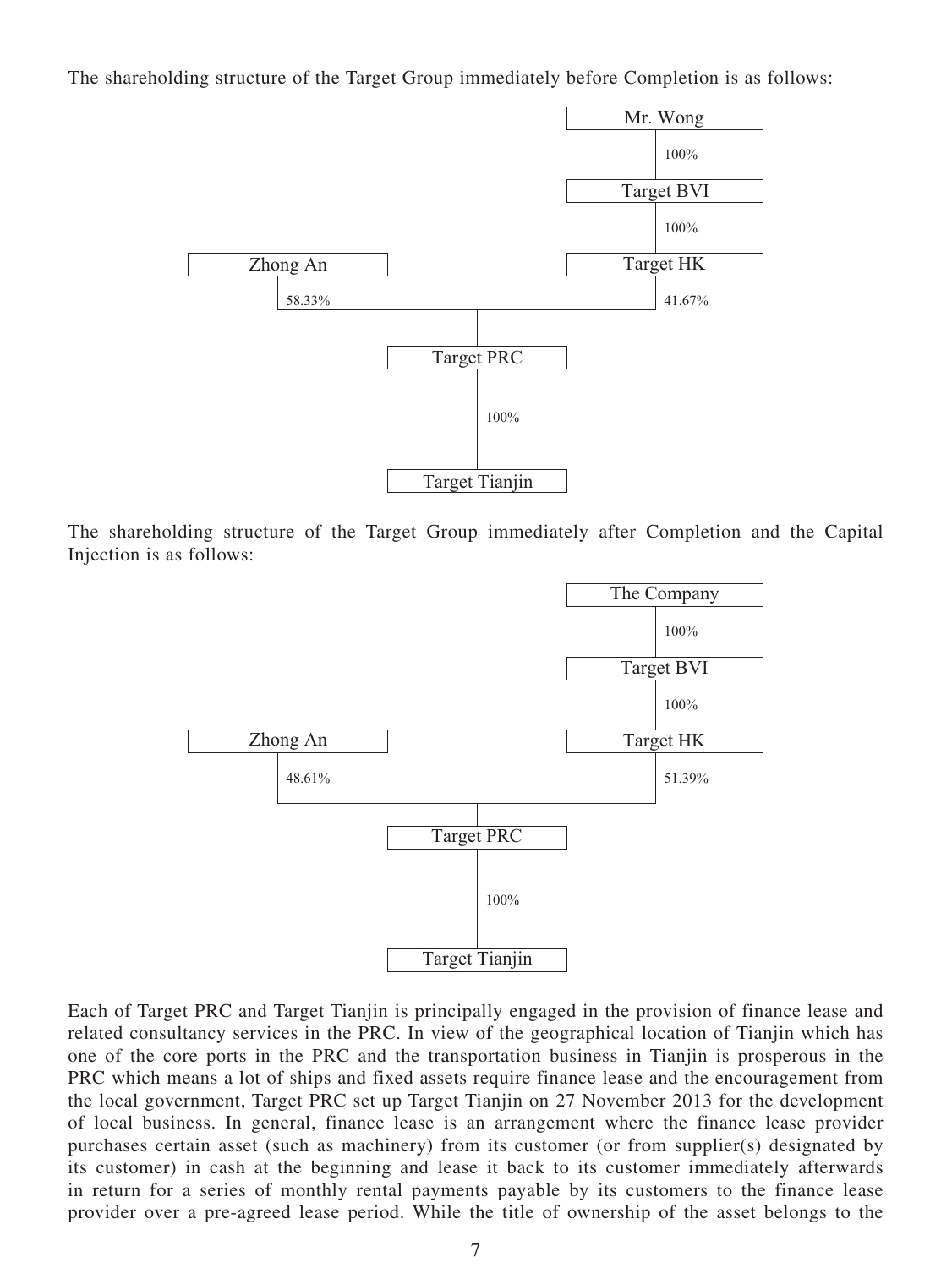The shareholding structure of the Target Group immediately before Completion is as follows:

```
                                        Mr. Wong
                                           |
                                           | 100%
                                           |
                                       Target BVI
                                           |
                                           | 100%
                                           |
        Zhong An                       Target HK
           |                               |
           | 58.33%                        | 41.67%
           |_______________________________|
                           |
                       Target PRC
                           |
                           | 100%
                           |
                     Target Tianjin
```

The shareholding structure of the Target Group immediately after Completion and the Capital Injection is as follows:

```
                                      The Company
                                           |
                                           | 100%
                                           |
                                       Target BVI
                                           |
                                           | 100%
                                           |
        Zhong An                       Target HK
           |                               |
           | 48.61%                        | 51.39%
           |_______________________________|
                           |
                       Target PRC
                           |
                           | 100%
                           |
                     Target Tianjin
```

Each of Target PRC and Target Tianjin is principally engaged in the provision of finance lease and related consultancy services in the PRC. In view of the geographical location of Tianjin which has one of the core ports in the PRC and the transportation business in Tianjin is prosperous in the PRC which means a lot of ships and fixed assets require finance lease and the encouragement from the local government, Target PRC set up Target Tianjin on 27 November 2013 for the development of local business. In general, finance lease is an arrangement where the finance lease provider purchases certain asset (such as machinery) from its customer (or from supplier(s) designated by its customer) in cash at the beginning and lease it back to its customer immediately afterwards in return for a series of monthly rental payments payable by its customers to the finance lease provider over a pre-agreed lease period. While the title of ownership of the asset belongs to the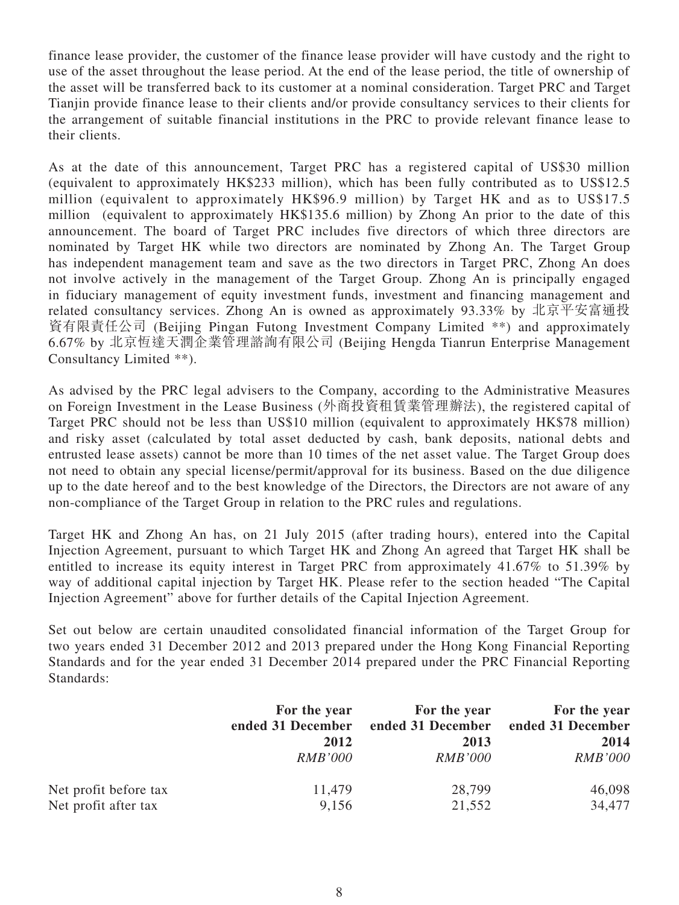finance lease provider, the customer of the finance lease provider will have custody and the right to use of the asset throughout the lease period. At the end of the lease period, the title of ownership of the asset will be transferred back to its customer at a nominal consideration. Target PRC and Target Tianjin provide finance lease to their clients and/or provide consultancy services to their clients for the arrangement of suitable financial institutions in the PRC to provide relevant finance lease to their clients.

As at the date of this announcement, Target PRC has a registered capital of US$30 million (equivalent to approximately HK$233 million), which has been fully contributed as to US$12.5 million (equivalent to approximately HK$96.9 million) by Target HK and as to US$17.5 million (equivalent to approximately HK$135.6 million) by Zhong An prior to the date of this announcement. The board of Target PRC includes five directors of which three directors are nominated by Target HK while two directors are nominated by Zhong An. The Target Group has independent management team and save as the two directors in Target PRC, Zhong An does not involve actively in the management of the Target Group. Zhong An is principally engaged in fiduciary management of equity investment funds, investment and financing management and related consultancy services. Zhong An is owned as approximately 93.33% by 北京平安富通投資有限責任公司 (Beijing Pingan Futong Investment Company Limited **) and approximately 6.67% by 北京恒達天潤企業管理諮詢有限公司 (Beijing Hengda Tianrun Enterprise Management Consultancy Limited **).

As advised by the PRC legal advisers to the Company, according to the Administrative Measures on Foreign Investment in the Lease Business (外商投資租賃業管理辦法), the registered capital of Target PRC should not be less than US$10 million (equivalent to approximately HK$78 million) and risky asset (calculated by total asset deducted by cash, bank deposits, national debts and entrusted lease assets) cannot be more than 10 times of the net asset value. The Target Group does not need to obtain any special license/permit/approval for its business. Based on the due diligence up to the date hereof and to the best knowledge of the Directors, the Directors are not aware of any non-compliance of the Target Group in relation to the PRC rules and regulations.

Target HK and Zhong An has, on 21 July 2015 (after trading hours), entered into the Capital Injection Agreement, pursuant to which Target HK and Zhong An agreed that Target HK shall be entitled to increase its equity interest in Target PRC from approximately 41.67% to 51.39% by way of additional capital injection by Target HK. Please refer to the section headed "The Capital Injection Agreement" above for further details of the Capital Injection Agreement.

Set out below are certain unaudited consolidated financial information of the Target Group for two years ended 31 December 2012 and 2013 prepared under the Hong Kong Financial Reporting Standards and for the year ended 31 December 2014 prepared under the PRC Financial Reporting Standards:

| | **For the year ended 31 December 2012** | **For the year ended 31 December 2013** | **For the year ended 31 December 2014** |
|---|---|---|---|
| | *RMB'000* | *RMB'000* | *RMB'000* |
| Net profit before tax | 11,479 | 28,799 | 46,098 |
| Net profit after tax | 9,156 | 21,552 | 34,477 |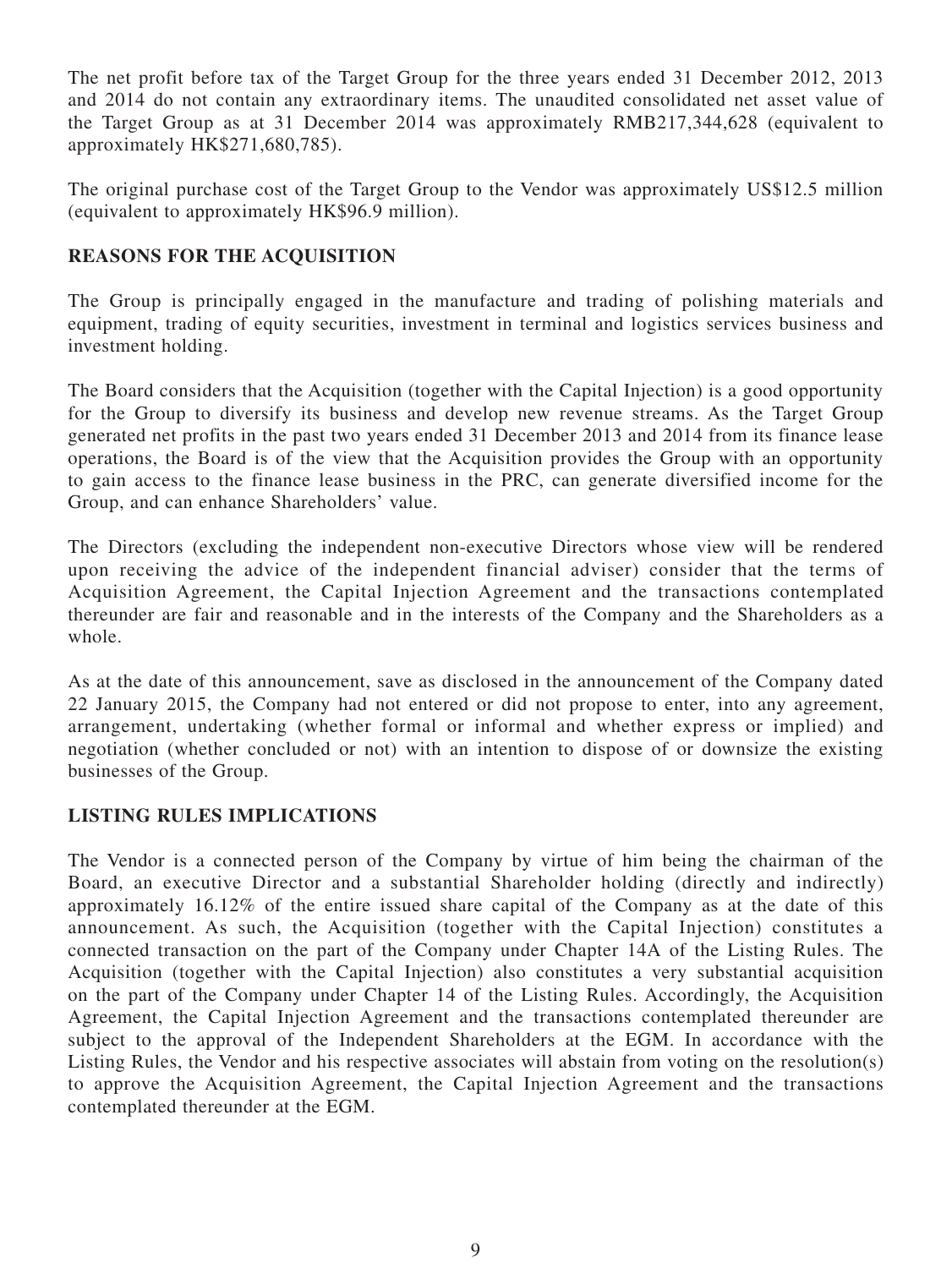The net profit before tax of the Target Group for the three years ended 31 December 2012, 2013 and 2014 do not contain any extraordinary items. The unaudited consolidated net asset value of the Target Group as at 31 December 2014 was approximately RMB217,344,628 (equivalent to approximately HK$271,680,785).

The original purchase cost of the Target Group to the Vendor was approximately US$12.5 million (equivalent to approximately HK$96.9 million).

## REASONS FOR THE ACQUISITION

The Group is principally engaged in the manufacture and trading of polishing materials and equipment, trading of equity securities, investment in terminal and logistics services business and investment holding.

The Board considers that the Acquisition (together with the Capital Injection) is a good opportunity for the Group to diversify its business and develop new revenue streams. As the Target Group generated net profits in the past two years ended 31 December 2013 and 2014 from its finance lease operations, the Board is of the view that the Acquisition provides the Group with an opportunity to gain access to the finance lease business in the PRC, can generate diversified income for the Group, and can enhance Shareholders' value.

The Directors (excluding the independent non-executive Directors whose view will be rendered upon receiving the advice of the independent financial adviser) consider that the terms of Acquisition Agreement, the Capital Injection Agreement and the transactions contemplated thereunder are fair and reasonable and in the interests of the Company and the Shareholders as a whole.

As at the date of this announcement, save as disclosed in the announcement of the Company dated 22 January 2015, the Company had not entered or did not propose to enter, into any agreement, arrangement, undertaking (whether formal or informal and whether express or implied) and negotiation (whether concluded or not) with an intention to dispose of or downsize the existing businesses of the Group.

## LISTING RULES IMPLICATIONS

The Vendor is a connected person of the Company by virtue of him being the chairman of the Board, an executive Director and a substantial Shareholder holding (directly and indirectly) approximately 16.12% of the entire issued share capital of the Company as at the date of this announcement. As such, the Acquisition (together with the Capital Injection) constitutes a connected transaction on the part of the Company under Chapter 14A of the Listing Rules. The Acquisition (together with the Capital Injection) also constitutes a very substantial acquisition on the part of the Company under Chapter 14 of the Listing Rules. Accordingly, the Acquisition Agreement, the Capital Injection Agreement and the transactions contemplated thereunder are subject to the approval of the Independent Shareholders at the EGM. In accordance with the Listing Rules, the Vendor and his respective associates will abstain from voting on the resolution(s) to approve the Acquisition Agreement, the Capital Injection Agreement and the transactions contemplated thereunder at the EGM.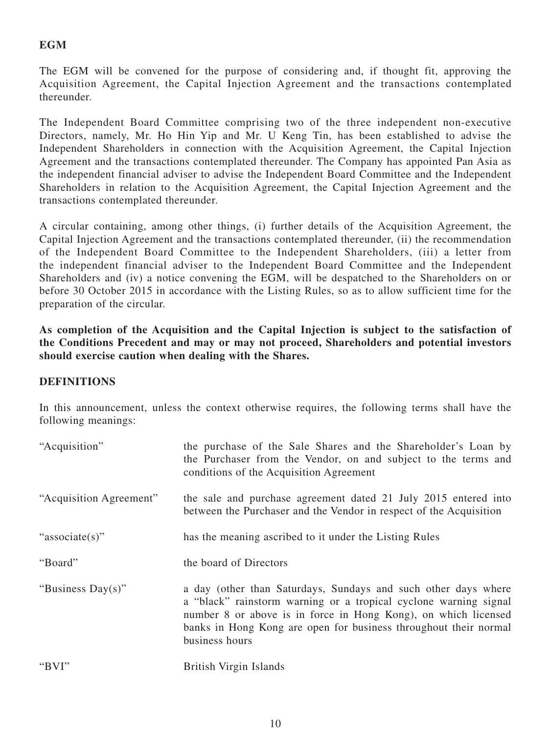## EGM

The EGM will be convened for the purpose of considering and, if thought fit, approving the Acquisition Agreement, the Capital Injection Agreement and the transactions contemplated thereunder.

The Independent Board Committee comprising two of the three independent non-executive Directors, namely, Mr. Ho Hin Yip and Mr. U Keng Tin, has been established to advise the Independent Shareholders in connection with the Acquisition Agreement, the Capital Injection Agreement and the transactions contemplated thereunder. The Company has appointed Pan Asia as the independent financial adviser to advise the Independent Board Committee and the Independent Shareholders in relation to the Acquisition Agreement, the Capital Injection Agreement and the transactions contemplated thereunder.

A circular containing, among other things, (i) further details of the Acquisition Agreement, the Capital Injection Agreement and the transactions contemplated thereunder, (ii) the recommendation of the Independent Board Committee to the Independent Shareholders, (iii) a letter from the independent financial adviser to the Independent Board Committee and the Independent Shareholders and (iv) a notice convening the EGM, will be despatched to the Shareholders on or before 30 October 2015 in accordance with the Listing Rules, so as to allow sufficient time for the preparation of the circular.

**As completion of the Acquisition and the Capital Injection is subject to the satisfaction of the Conditions Precedent and may or may not proceed, Shareholders and potential investors should exercise caution when dealing with the Shares.**

## DEFINITIONS

In this announcement, unless the context otherwise requires, the following terms shall have the following meanings:

| | |
|---|---|
| "Acquisition" | the purchase of the Sale Shares and the Shareholder's Loan by the Purchaser from the Vendor, on and subject to the terms and conditions of the Acquisition Agreement |
| "Acquisition Agreement" | the sale and purchase agreement dated 21 July 2015 entered into between the Purchaser and the Vendor in respect of the Acquisition |
| "associate(s)" | has the meaning ascribed to it under the Listing Rules |
| "Board" | the board of Directors |
| "Business Day(s)" | a day (other than Saturdays, Sundays and such other days where a "black" rainstorm warning or a tropical cyclone warning signal number 8 or above is in force in Hong Kong), on which licensed banks in Hong Kong are open for business throughout their normal business hours |
| "BVI" | British Virgin Islands |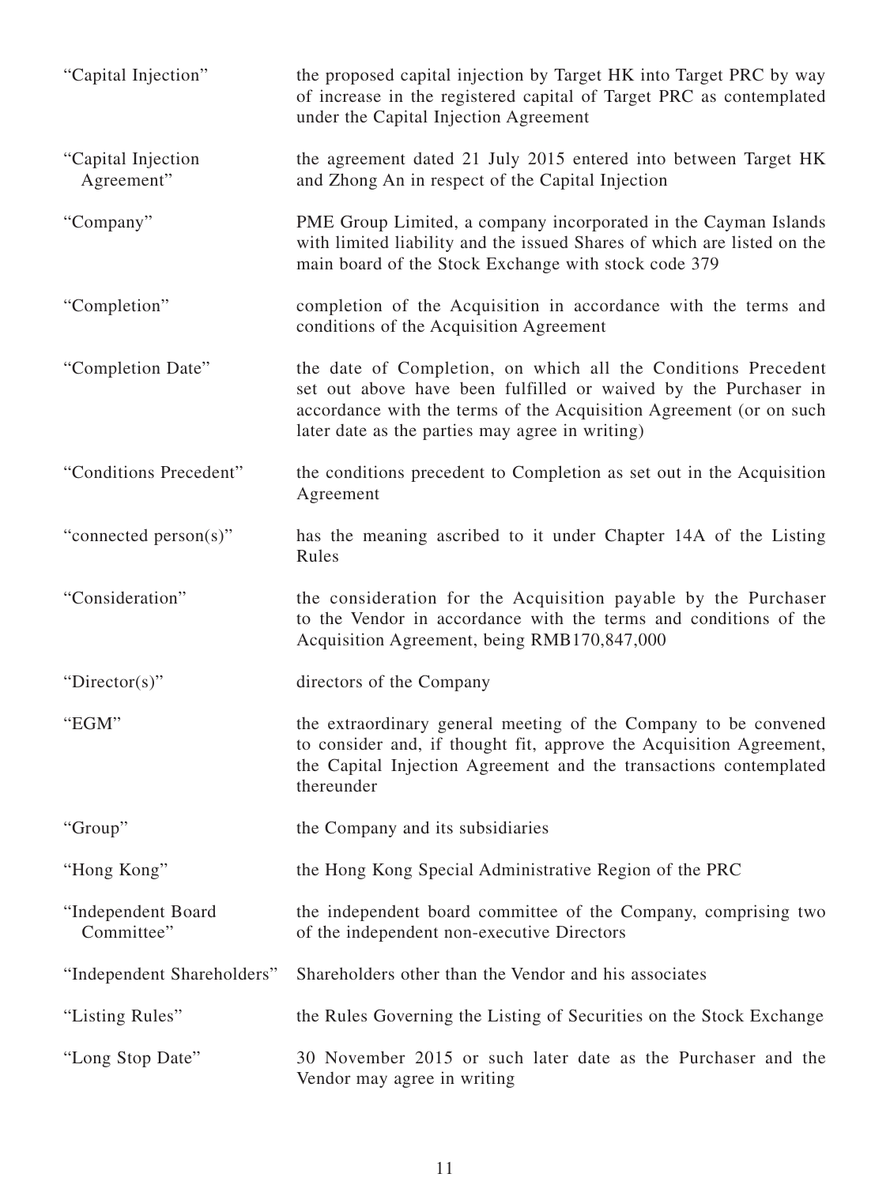| | |
|---|---|
| "Capital Injection" | the proposed capital injection by Target HK into Target PRC by way of increase in the registered capital of Target PRC as contemplated under the Capital Injection Agreement |
| "Capital Injection Agreement" | the agreement dated 21 July 2015 entered into between Target HK and Zhong An in respect of the Capital Injection |
| "Company" | PME Group Limited, a company incorporated in the Cayman Islands with limited liability and the issued Shares of which are listed on the main board of the Stock Exchange with stock code 379 |
| "Completion" | completion of the Acquisition in accordance with the terms and conditions of the Acquisition Agreement |
| "Completion Date" | the date of Completion, on which all the Conditions Precedent set out above have been fulfilled or waived by the Purchaser in accordance with the terms of the Acquisition Agreement (or on such later date as the parties may agree in writing) |
| "Conditions Precedent" | the conditions precedent to Completion as set out in the Acquisition Agreement |
| "connected person(s)" | has the meaning ascribed to it under Chapter 14A of the Listing Rules |
| "Consideration" | the consideration for the Acquisition payable by the Purchaser to the Vendor in accordance with the terms and conditions of the Acquisition Agreement, being RMB170,847,000 |
| "Director(s)" | directors of the Company |
| "EGM" | the extraordinary general meeting of the Company to be convened to consider and, if thought fit, approve the Acquisition Agreement, the Capital Injection Agreement and the transactions contemplated thereunder |
| "Group" | the Company and its subsidiaries |
| "Hong Kong" | the Hong Kong Special Administrative Region of the PRC |
| "Independent Board Committee" | the independent board committee of the Company, comprising two of the independent non-executive Directors |
| "Independent Shareholders" | Shareholders other than the Vendor and his associates |
| "Listing Rules" | the Rules Governing the Listing of Securities on the Stock Exchange |
| "Long Stop Date" | 30 November 2015 or such later date as the Purchaser and the Vendor may agree in writing |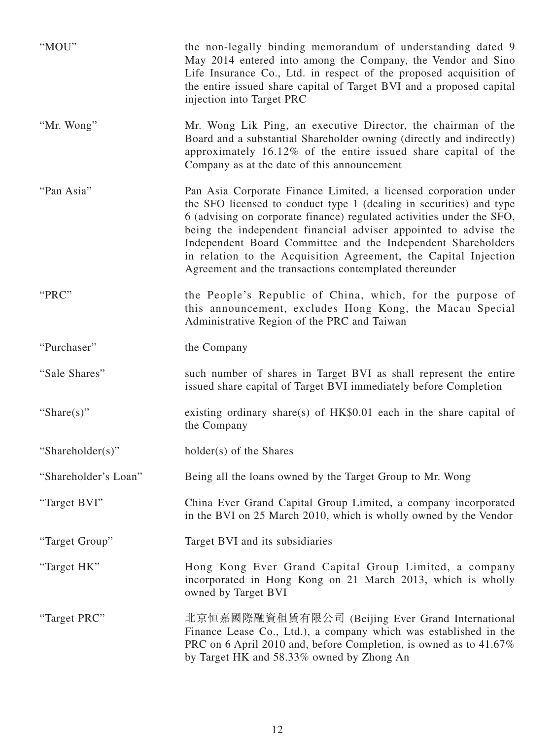| | |
|---|---|
| "MOU" | the non-legally binding memorandum of understanding dated 9 May 2014 entered into among the Company, the Vendor and Sino Life Insurance Co., Ltd. in respect of the proposed acquisition of the entire issued share capital of Target BVI and a proposed capital injection into Target PRC |
| "Mr. Wong" | Mr. Wong Lik Ping, an executive Director, the chairman of the Board and a substantial Shareholder owning (directly and indirectly) approximately 16.12% of the entire issued share capital of the Company as at the date of this announcement |
| "Pan Asia" | Pan Asia Corporate Finance Limited, a licensed corporation under the SFO licensed to conduct type 1 (dealing in securities) and type 6 (advising on corporate finance) regulated activities under the SFO, being the independent financial adviser appointed to advise the Independent Board Committee and the Independent Shareholders in relation to the Acquisition Agreement, the Capital Injection Agreement and the transactions contemplated thereunder |
| "PRC" | the People's Republic of China, which, for the purpose of this announcement, excludes Hong Kong, the Macau Special Administrative Region of the PRC and Taiwan |
| "Purchaser" | the Company |
| "Sale Shares" | such number of shares in Target BVI as shall represent the entire issued share capital of Target BVI immediately before Completion |
| "Share(s)" | existing ordinary share(s) of HK$0.01 each in the share capital of the Company |
| "Shareholder(s)" | holder(s) of the Shares |
| "Shareholder's Loan" | Being all the loans owned by the Target Group to Mr. Wong |
| "Target BVI" | China Ever Grand Capital Group Limited, a company incorporated in the BVI on 25 March 2010, which is wholly owned by the Vendor |
| "Target Group" | Target BVI and its subsidiaries |
| "Target HK" | Hong Kong Ever Grand Capital Group Limited, a company incorporated in Hong Kong on 21 March 2013, which is wholly owned by Target BVI |
| "Target PRC" | 北京恒嘉國際融資租賃有限公司 (Beijing Ever Grand International Finance Lease Co., Ltd.), a company which was established in the PRC on 6 April 2010 and, before Completion, is owned as to 41.67% by Target HK and 58.33% owned by Zhong An |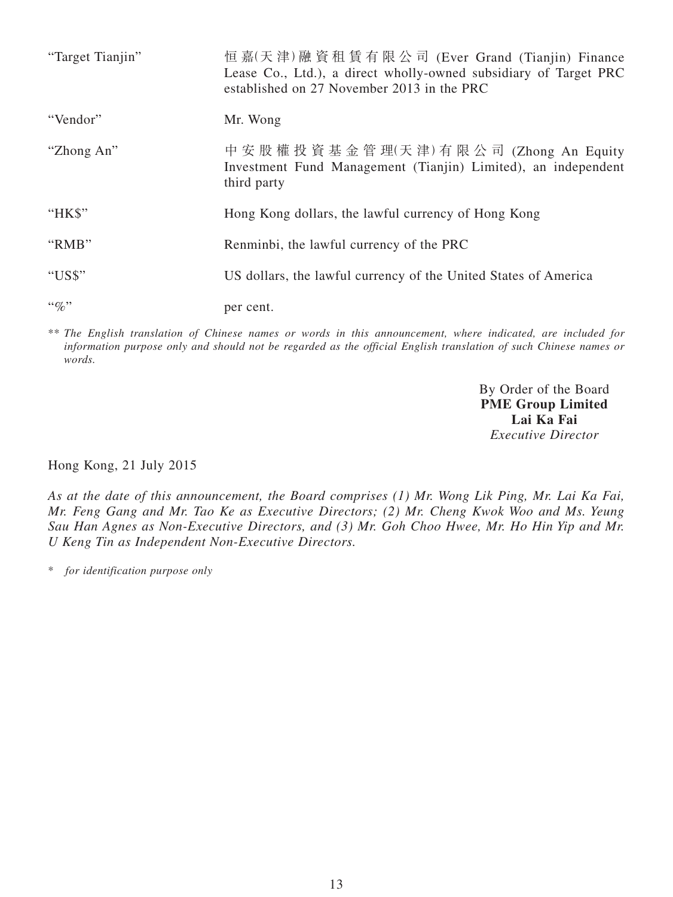| | |
|---|---|
| "Target Tianjin" | 恒嘉(天津)融資租賃有限公司 (Ever Grand (Tianjin) Finance Lease Co., Ltd.), a direct wholly-owned subsidiary of Target PRC established on 27 November 2013 in the PRC |
| "Vendor" | Mr. Wong |
| "Zhong An" | 中安股權投資基金管理(天津)有限公司 (Zhong An Equity Investment Fund Management (Tianjin) Limited), an independent third party |
| "HK$" | Hong Kong dollars, the lawful currency of Hong Kong |
| "RMB" | Renminbi, the lawful currency of the PRC |
| "US$" | US dollars, the lawful currency of the United States of America |
| "%" | per cent. |

** *The English translation of Chinese names or words in this announcement, where indicated, are included for information purpose only and should not be regarded as the official English translation of such Chinese names or words.*

By Order of the Board
**PME Group Limited**
**Lai Ka Fai**
*Executive Director*

Hong Kong, 21 July 2015

*As at the date of this announcement, the Board comprises (1) Mr. Wong Lik Ping, Mr. Lai Ka Fai, Mr. Feng Gang and Mr. Tao Ke as Executive Directors; (2) Mr. Cheng Kwok Woo and Ms. Yeung Sau Han Agnes as Non-Executive Directors, and (3) Mr. Goh Choo Hwee, Mr. Ho Hin Yip and Mr. U Keng Tin as Independent Non-Executive Directors.*

\* *for identification purpose only*